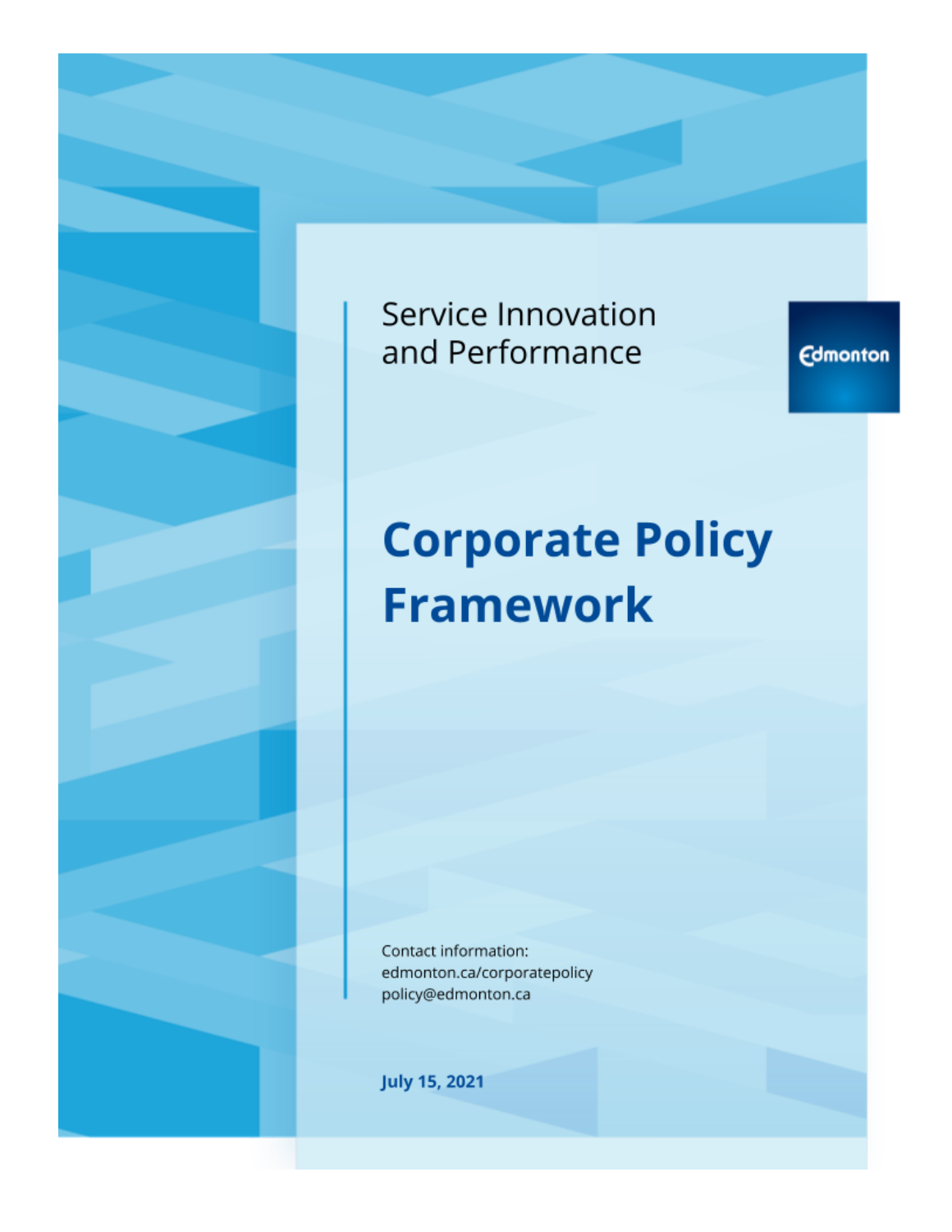Service Innovation and Performance

Edmonton

# Corporate Policy Framework

Contact information:
edmonton.ca/corporatepolicy
policy@edmonton.ca

**July 15, 2021**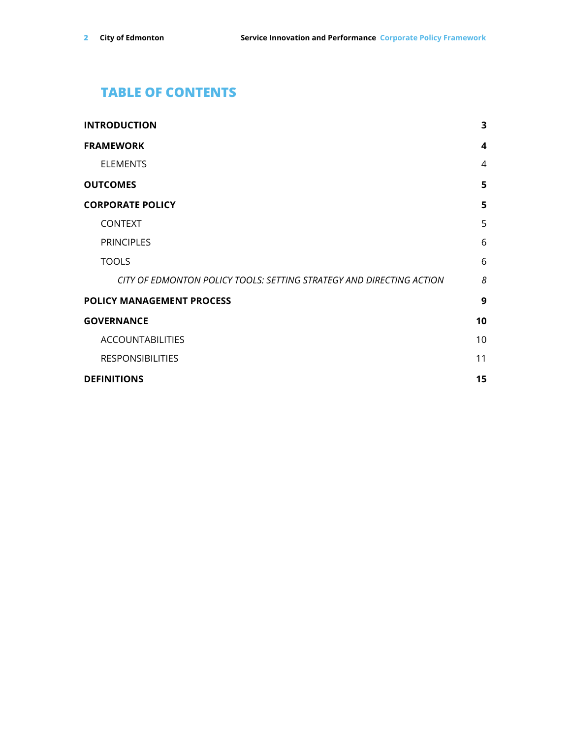## TABLE OF CONTENTS

| | |
|---|---|
| **INTRODUCTION** | **3** |
| **FRAMEWORK** | **4** |
| ELEMENTS | 4 |
| **OUTCOMES** | **5** |
| **CORPORATE POLICY** | **5** |
| CONTEXT | 5 |
| PRINCIPLES | 6 |
| TOOLS | 6 |
| *CITY OF EDMONTON POLICY TOOLS: SETTING STRATEGY AND DIRECTING ACTION* | *8* |
| **POLICY MANAGEMENT PROCESS** | **9** |
| **GOVERNANCE** | **10** |
| ACCOUNTABILITIES | 10 |
| RESPONSIBILITIES | 11 |
| **DEFINITIONS** | **15** |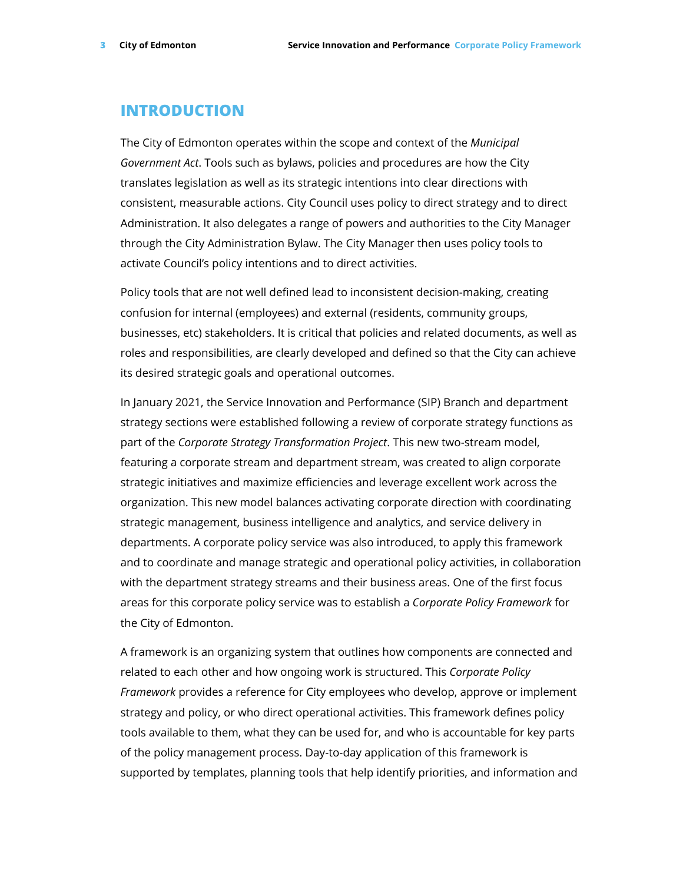# INTRODUCTION

The City of Edmonton operates within the scope and context of the *Municipal Government Act*. Tools such as bylaws, policies and procedures are how the City translates legislation as well as its strategic intentions into clear directions with consistent, measurable actions. City Council uses policy to direct strategy and to direct Administration. It also delegates a range of powers and authorities to the City Manager through the City Administration Bylaw. The City Manager then uses policy tools to activate Council's policy intentions and to direct activities.

Policy tools that are not well defined lead to inconsistent decision-making, creating confusion for internal (employees) and external (residents, community groups, businesses, etc) stakeholders. It is critical that policies and related documents, as well as roles and responsibilities, are clearly developed and defined so that the City can achieve its desired strategic goals and operational outcomes.

In January 2021, the Service Innovation and Performance (SIP) Branch and department strategy sections were established following a review of corporate strategy functions as part of the *Corporate Strategy Transformation Project*. This new two-stream model, featuring a corporate stream and department stream, was created to align corporate strategic initiatives and maximize efficiencies and leverage excellent work across the organization. This new model balances activating corporate direction with coordinating strategic management, business intelligence and analytics, and service delivery in departments. A corporate policy service was also introduced, to apply this framework and to coordinate and manage strategic and operational policy activities, in collaboration with the department strategy streams and their business areas. One of the first focus areas for this corporate policy service was to establish a *Corporate Policy Framework* for the City of Edmonton.

A framework is an organizing system that outlines how components are connected and related to each other and how ongoing work is structured. This *Corporate Policy Framework* provides a reference for City employees who develop, approve or implement strategy and policy, or who direct operational activities. This framework defines policy tools available to them, what they can be used for, and who is accountable for key parts of the policy management process. Day-to-day application of this framework is supported by templates, planning tools that help identify priorities, and information and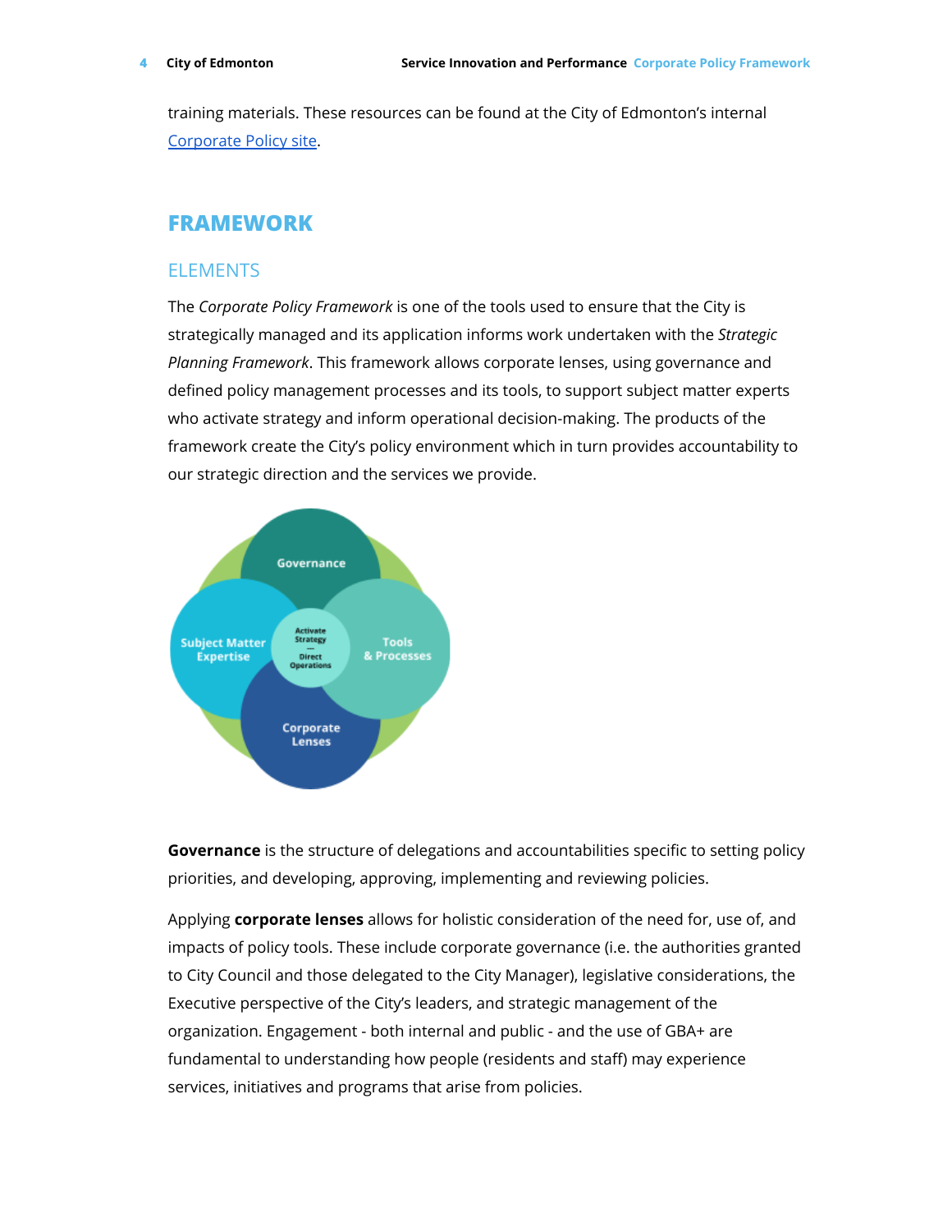training materials. These resources can be found at the City of Edmonton's internal [Corporate Policy site](Corporate Policy site).

# FRAMEWORK

## ELEMENTS

The *Corporate Policy Framework* is one of the tools used to ensure that the City is strategically managed and its application informs work undertaken with the *Strategic Planning Framework*. This framework allows corporate lenses, using governance and defined policy management processes and its tools, to support subject matter experts who activate strategy and inform operational decision-making. The products of the framework create the City's policy environment which in turn provides accountability to our strategic direction and the services we provide.

**Governance** is the structure of delegations and accountabilities specific to setting policy priorities, and developing, approving, implementing and reviewing policies.

Applying **corporate lenses** allows for holistic consideration of the need for, use of, and impacts of policy tools. These include corporate governance (i.e. the authorities granted to City Council and those delegated to the City Manager), legislative considerations, the Executive perspective of the City's leaders, and strategic management of the organization. Engagement - both internal and public - and the use of GBA+ are fundamental to understanding how people (residents and staff) may experience services, initiatives and programs that arise from policies.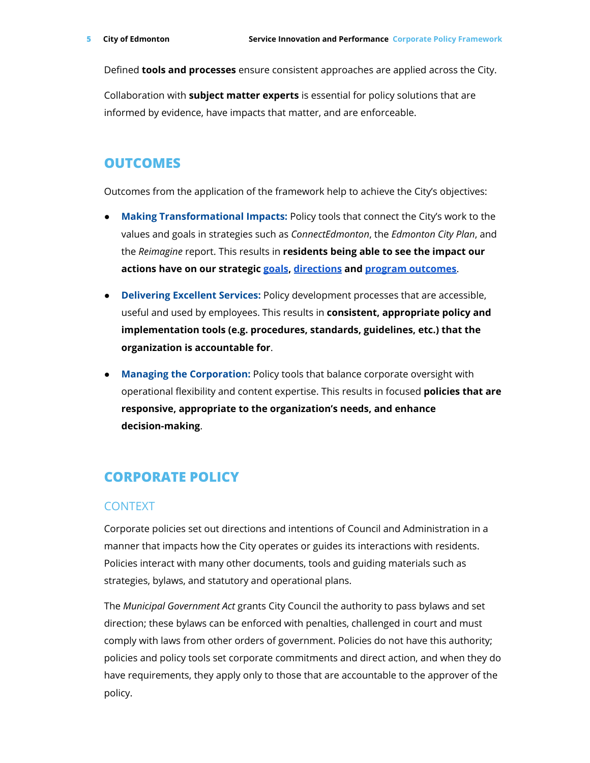Defined **tools and processes** ensure consistent approaches are applied across the City.

Collaboration with **subject matter experts** is essential for policy solutions that are informed by evidence, have impacts that matter, and are enforceable.

## OUTCOMES

Outcomes from the application of the framework help to achieve the City's objectives:

- **Making Transformational Impacts:** Policy tools that connect the City's work to the values and goals in strategies such as *ConnectEdmonton*, the *Edmonton City Plan*, and the *Reimagine* report. This results in **residents being able to see the impact our actions have on our strategic goals, directions and program outcomes**.
- **Delivering Excellent Services:** Policy development processes that are accessible, useful and used by employees. This results in **consistent, appropriate policy and implementation tools (e.g. procedures, standards, guidelines, etc.) that the organization is accountable for**.
- **Managing the Corporation:** Policy tools that balance corporate oversight with operational flexibility and content expertise. This results in focused **policies that are responsive, appropriate to the organization's needs, and enhance decision-making**.

## CORPORATE POLICY

### CONTEXT

Corporate policies set out directions and intentions of Council and Administration in a manner that impacts how the City operates or guides its interactions with residents. Policies interact with many other documents, tools and guiding materials such as strategies, bylaws, and statutory and operational plans.

The *Municipal Government Act* grants City Council the authority to pass bylaws and set direction; these bylaws can be enforced with penalties, challenged in court and must comply with laws from other orders of government. Policies do not have this authority; policies and policy tools set corporate commitments and direct action, and when they do have requirements, they apply only to those that are accountable to the approver of the policy.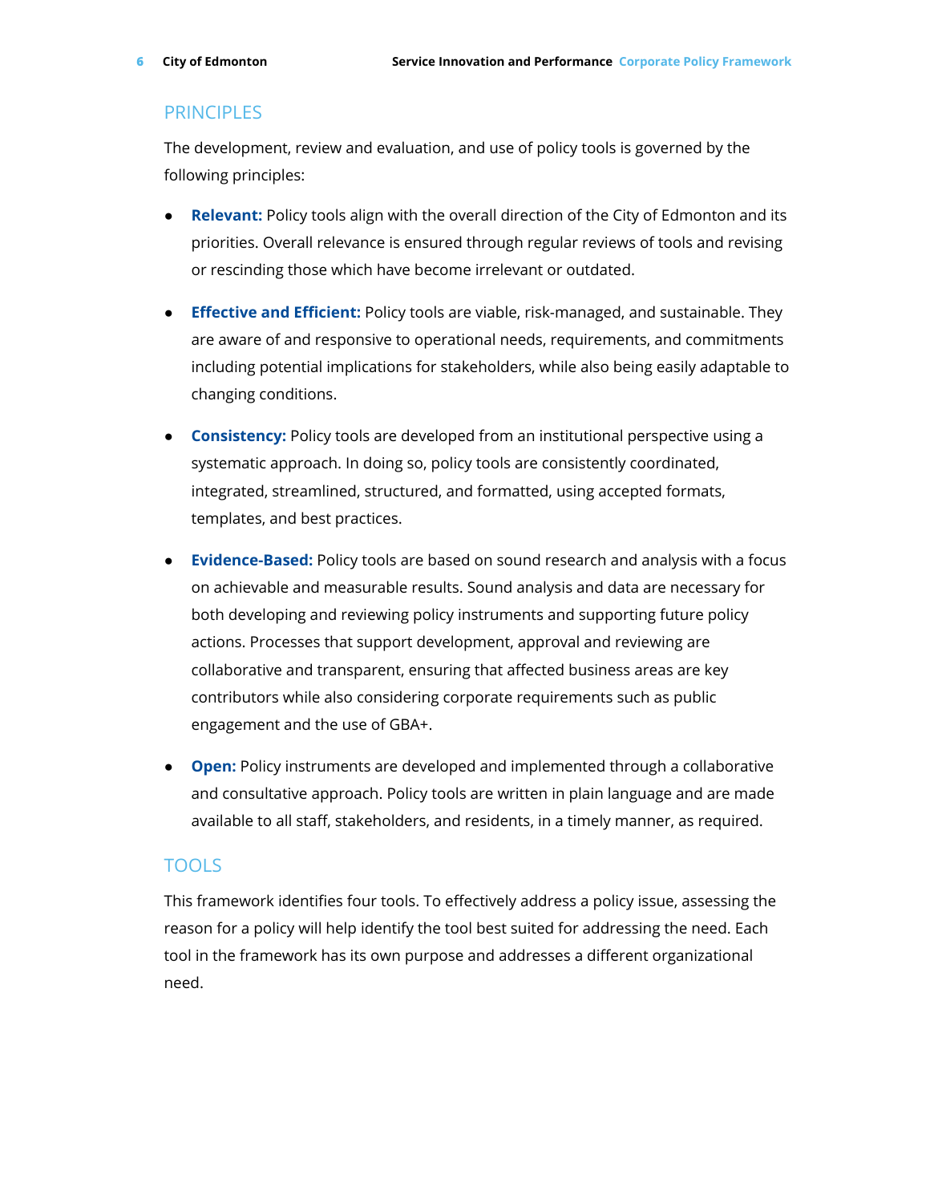## PRINCIPLES

The development, review and evaluation, and use of policy tools is governed by the following principles:

- **Relevant:** Policy tools align with the overall direction of the City of Edmonton and its priorities. Overall relevance is ensured through regular reviews of tools and revising or rescinding those which have become irrelevant or outdated.

- **Effective and Efficient:** Policy tools are viable, risk-managed, and sustainable. They are aware of and responsive to operational needs, requirements, and commitments including potential implications for stakeholders, while also being easily adaptable to changing conditions.

- **Consistency:** Policy tools are developed from an institutional perspective using a systematic approach. In doing so, policy tools are consistently coordinated, integrated, streamlined, structured, and formatted, using accepted formats, templates, and best practices.

- **Evidence-Based:** Policy tools are based on sound research and analysis with a focus on achievable and measurable results. Sound analysis and data are necessary for both developing and reviewing policy instruments and supporting future policy actions. Processes that support development, approval and reviewing are collaborative and transparent, ensuring that affected business areas are key contributors while also considering corporate requirements such as public engagement and the use of GBA+.

- **Open:** Policy instruments are developed and implemented through a collaborative and consultative approach. Policy tools are written in plain language and are made available to all staff, stakeholders, and residents, in a timely manner, as required.

## TOOLS

This framework identifies four tools. To effectively address a policy issue, assessing the reason for a policy will help identify the tool best suited for addressing the need. Each tool in the framework has its own purpose and addresses a different organizational need.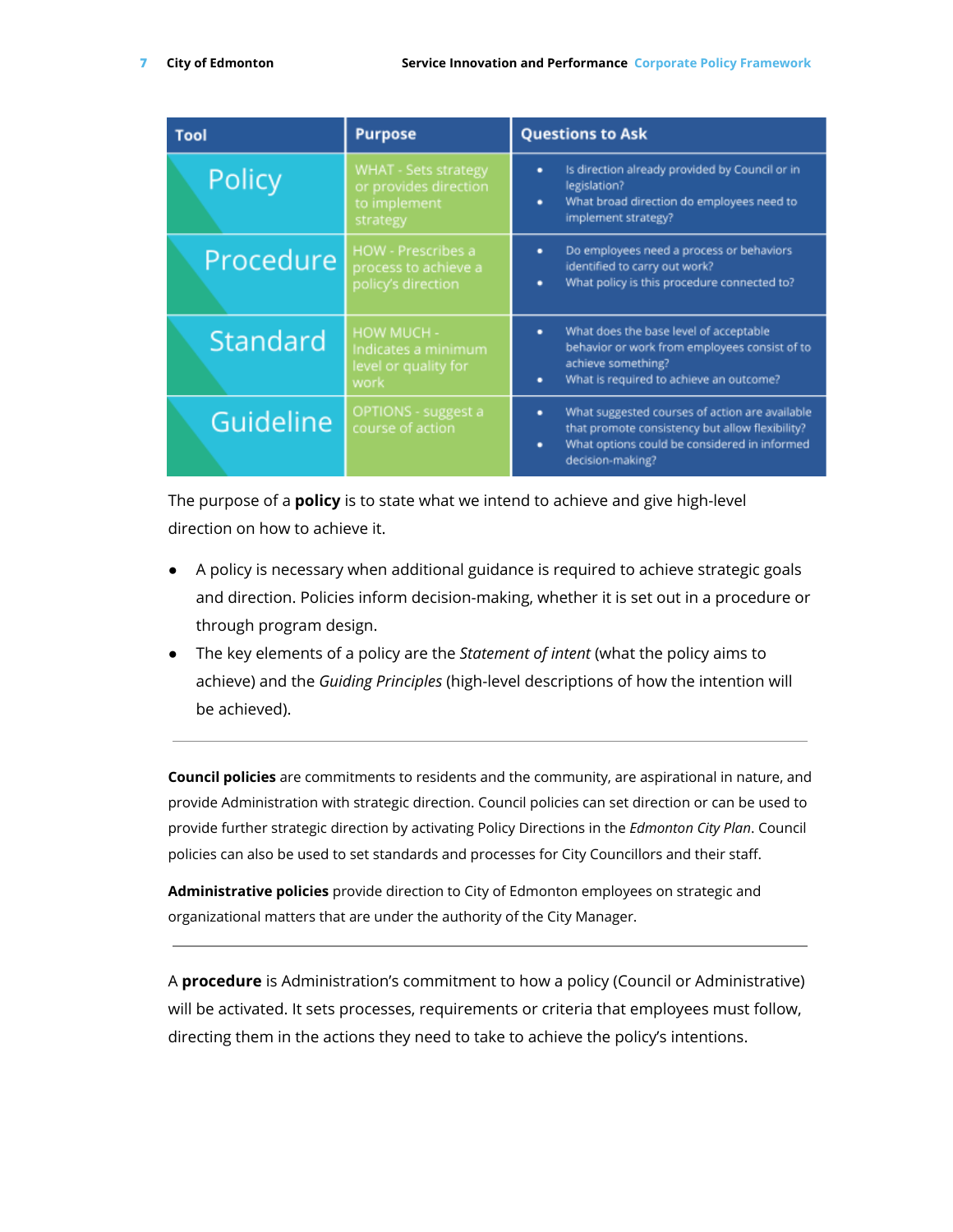| Tool | Purpose | Questions to Ask |
|---|---|---|
| Policy | WHAT - Sets strategy or provides direction to implement strategy | • Is direction already provided by Council or in legislation?<br>• What broad direction do employees need to implement strategy? |
| Procedure | HOW - Prescribes a process to achieve a policy's direction | • Do employees need a process or behaviors identified to carry out work?<br>• What policy is this procedure connected to? |
| Standard | HOW MUCH - Indicates a minimum level or quality for work | • What does the base level of acceptable behavior or work from employees consist of to achieve something?<br>• What is required to achieve an outcome? |
| Guideline | OPTIONS - suggest a course of action | • What suggested courses of action are available that promote consistency but allow flexibility?<br>• What options could be considered in informed decision-making? |

The purpose of a **policy** is to state what we intend to achieve and give high-level direction on how to achieve it.

- A policy is necessary when additional guidance is required to achieve strategic goals and direction. Policies inform decision-making, whether it is set out in a procedure or through program design.
- The key elements of a policy are the *Statement of intent* (what the policy aims to achieve) and the *Guiding Principles* (high-level descriptions of how the intention will be achieved).

---

**Council policies** are commitments to residents and the community, are aspirational in nature, and provide Administration with strategic direction. Council policies can set direction or can be used to provide further strategic direction by activating Policy Directions in the *Edmonton City Plan*. Council policies can also be used to set standards and processes for City Councillors and their staff.

**Administrative policies** provide direction to City of Edmonton employees on strategic and organizational matters that are under the authority of the City Manager.

---

A **procedure** is Administration's commitment to how a policy (Council or Administrative) will be activated. It sets processes, requirements or criteria that employees must follow, directing them in the actions they need to take to achieve the policy's intentions.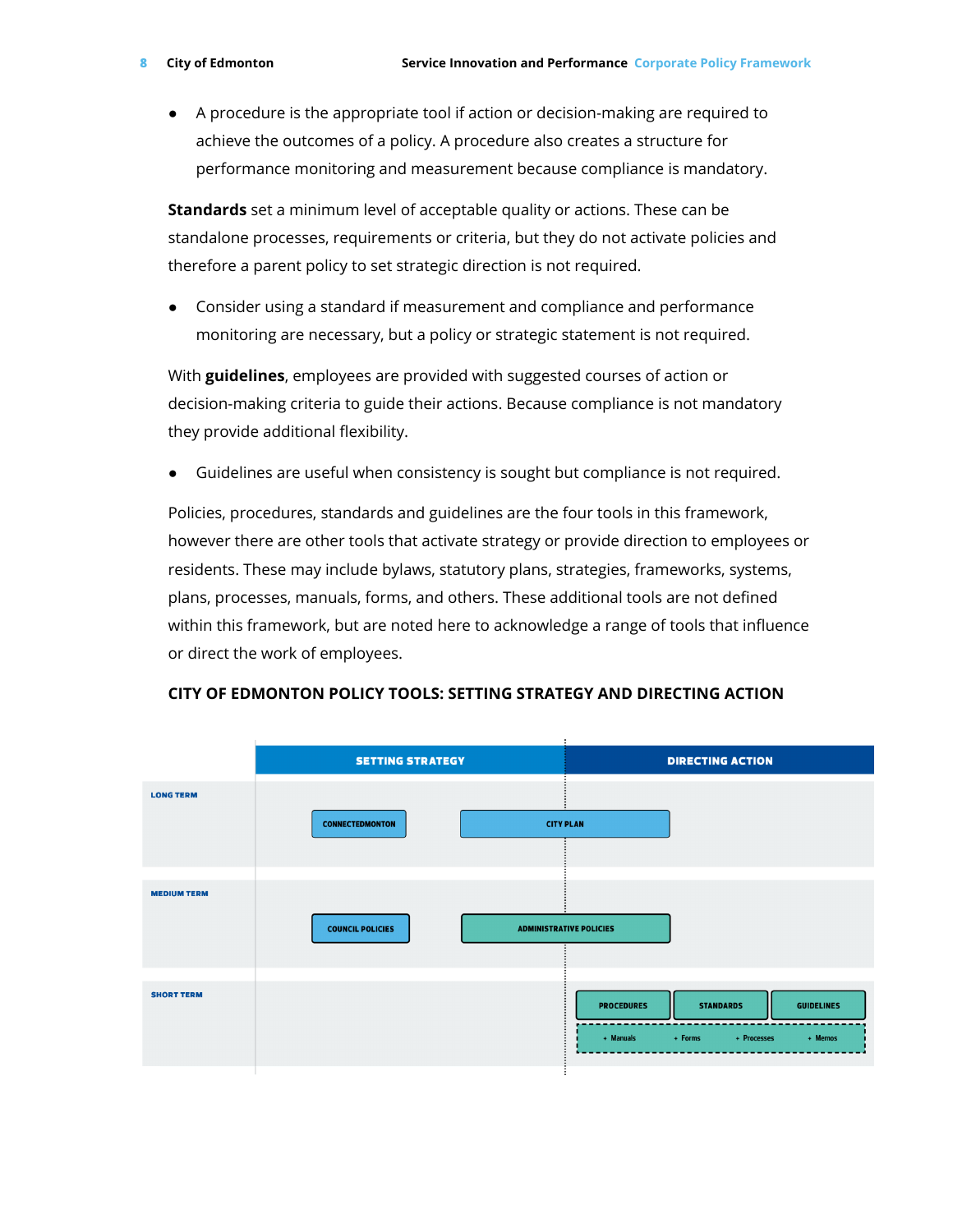- A procedure is the appropriate tool if action or decision-making are required to achieve the outcomes of a policy. A procedure also creates a structure for performance monitoring and measurement because compliance is mandatory.

**Standards** set a minimum level of acceptable quality or actions. These can be standalone processes, requirements or criteria, but they do not activate policies and therefore a parent policy to set strategic direction is not required.

- Consider using a standard if measurement and compliance and performance monitoring are necessary, but a policy or strategic statement is not required.

With **guidelines**, employees are provided with suggested courses of action or decision-making criteria to guide their actions. Because compliance is not mandatory they provide additional flexibility.

- Guidelines are useful when consistency is sought but compliance is not required.

Policies, procedures, standards and guidelines are the four tools in this framework, however there are other tools that activate strategy or provide direction to employees or residents. These may include bylaws, statutory plans, strategies, frameworks, systems, plans, processes, manuals, forms, and others. These additional tools are not defined within this framework, but are noted here to acknowledge a range of tools that influence or direct the work of employees.

### CITY OF EDMONTON POLICY TOOLS: SETTING STRATEGY AND DIRECTING ACTION

| | SETTING STRATEGY | DIRECTING ACTION |
|---|---|---|
| LONG TERM | CONNECTEDMONTON; CITY PLAN | CITY PLAN |
| MEDIUM TERM | COUNCIL POLICIES; ADMINISTRATIVE POLICIES | ADMINISTRATIVE POLICIES |
| SHORT TERM | | PROCEDURES; STANDARDS; GUIDELINES (+ Manuals, + Forms, + Processes, + Memos) |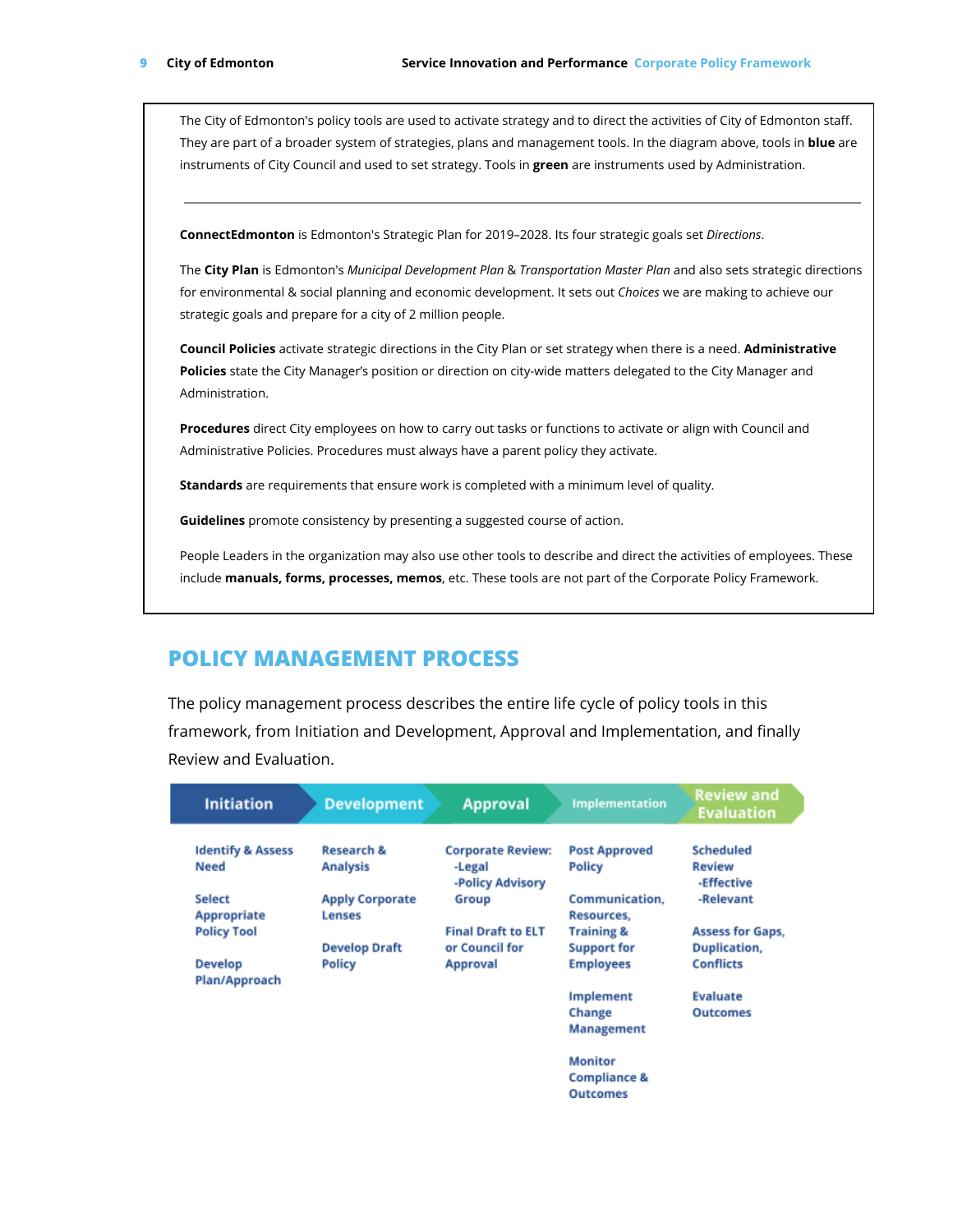The City of Edmonton's policy tools are used to activate strategy and to direct the activities of City of Edmonton staff. They are part of a broader system of strategies, plans and management tools. In the diagram above, tools in **blue** are instruments of City Council and used to set strategy. Tools in **green** are instruments used by Administration.

---

**ConnectEdmonton** is Edmonton's Strategic Plan for 2019–2028. Its four strategic goals set *Directions*.

The **City Plan** is Edmonton's *Municipal Development Plan* & *Transportation Master Plan* and also sets strategic directions for environmental & social planning and economic development. It sets out *Choices* we are making to achieve our strategic goals and prepare for a city of 2 million people.

**Council Policies** activate strategic directions in the City Plan or set strategy when there is a need. **Administrative Policies** state the City Manager's position or direction on city-wide matters delegated to the City Manager and Administration.

**Procedures** direct City employees on how to carry out tasks or functions to activate or align with Council and Administrative Policies. Procedures must always have a parent policy they activate.

**Standards** are requirements that ensure work is completed with a minimum level of quality.

**Guidelines** promote consistency by presenting a suggested course of action.

People Leaders in the organization may also use other tools to describe and direct the activities of employees. These include **manuals, forms, processes, memos**, etc. These tools are not part of the Corporate Policy Framework.

## POLICY MANAGEMENT PROCESS

The policy management process describes the entire life cycle of policy tools in this framework, from Initiation and Development, Approval and Implementation, and finally Review and Evaluation.

| Initiation | Development | Approval | Implementation | Review and Evaluation |
|---|---|---|---|---|
| Identify & Assess Need | Research & Analysis | Corporate Review: -Legal -Policy Advisory Group | Post Approved Policy | Scheduled Review -Effective -Relevant |
| Select Appropriate Policy Tool | Apply Corporate Lenses | Final Draft to ELT or Council for Approval | Communication, Resources, Training & Support for Employees | Assess for Gaps, Duplication, Conflicts |
| Develop Plan/Approach | Develop Draft Policy | | Implement Change Management | Evaluate Outcomes |
| | | | Monitor Compliance & Outcomes | |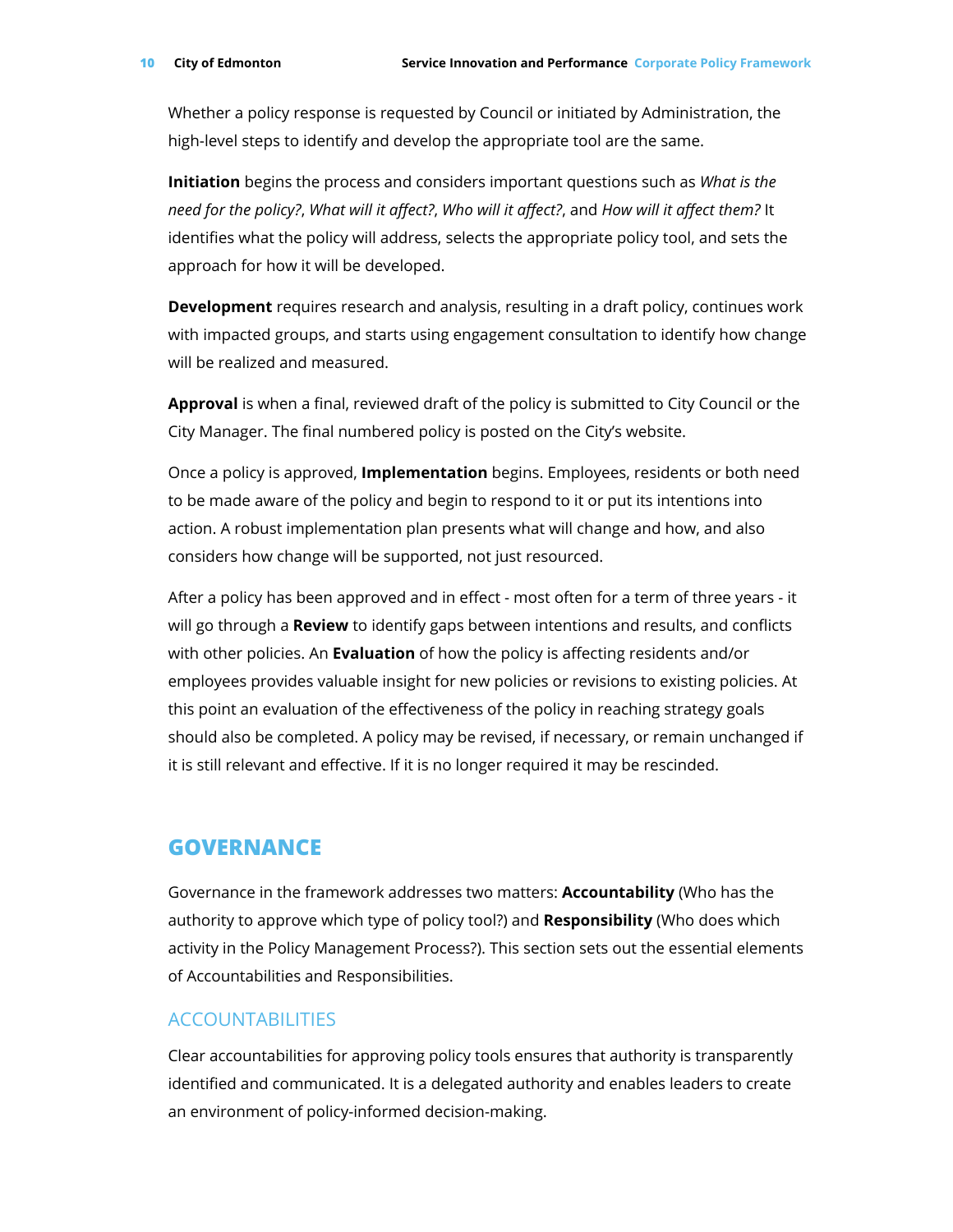Whether a policy response is requested by Council or initiated by Administration, the high-level steps to identify and develop the appropriate tool are the same.

**Initiation** begins the process and considers important questions such as *What is the need for the policy?*, *What will it affect?*, *Who will it affect?*, and *How will it affect them?* It identifies what the policy will address, selects the appropriate policy tool, and sets the approach for how it will be developed.

**Development** requires research and analysis, resulting in a draft policy, continues work with impacted groups, and starts using engagement consultation to identify how change will be realized and measured.

**Approval** is when a final, reviewed draft of the policy is submitted to City Council or the City Manager. The final numbered policy is posted on the City's website.

Once a policy is approved, **Implementation** begins. Employees, residents or both need to be made aware of the policy and begin to respond to it or put its intentions into action. A robust implementation plan presents what will change and how, and also considers how change will be supported, not just resourced.

After a policy has been approved and in effect - most often for a term of three years - it will go through a **Review** to identify gaps between intentions and results, and conflicts with other policies. An **Evaluation** of how the policy is affecting residents and/or employees provides valuable insight for new policies or revisions to existing policies. At this point an evaluation of the effectiveness of the policy in reaching strategy goals should also be completed. A policy may be revised, if necessary, or remain unchanged if it is still relevant and effective. If it is no longer required it may be rescinded.

## GOVERNANCE

Governance in the framework addresses two matters: **Accountability** (Who has the authority to approve which type of policy tool?) and **Responsibility** (Who does which activity in the Policy Management Process?). This section sets out the essential elements of Accountabilities and Responsibilities.

### ACCOUNTABILITIES

Clear accountabilities for approving policy tools ensures that authority is transparently identified and communicated. It is a delegated authority and enables leaders to create an environment of policy-informed decision-making.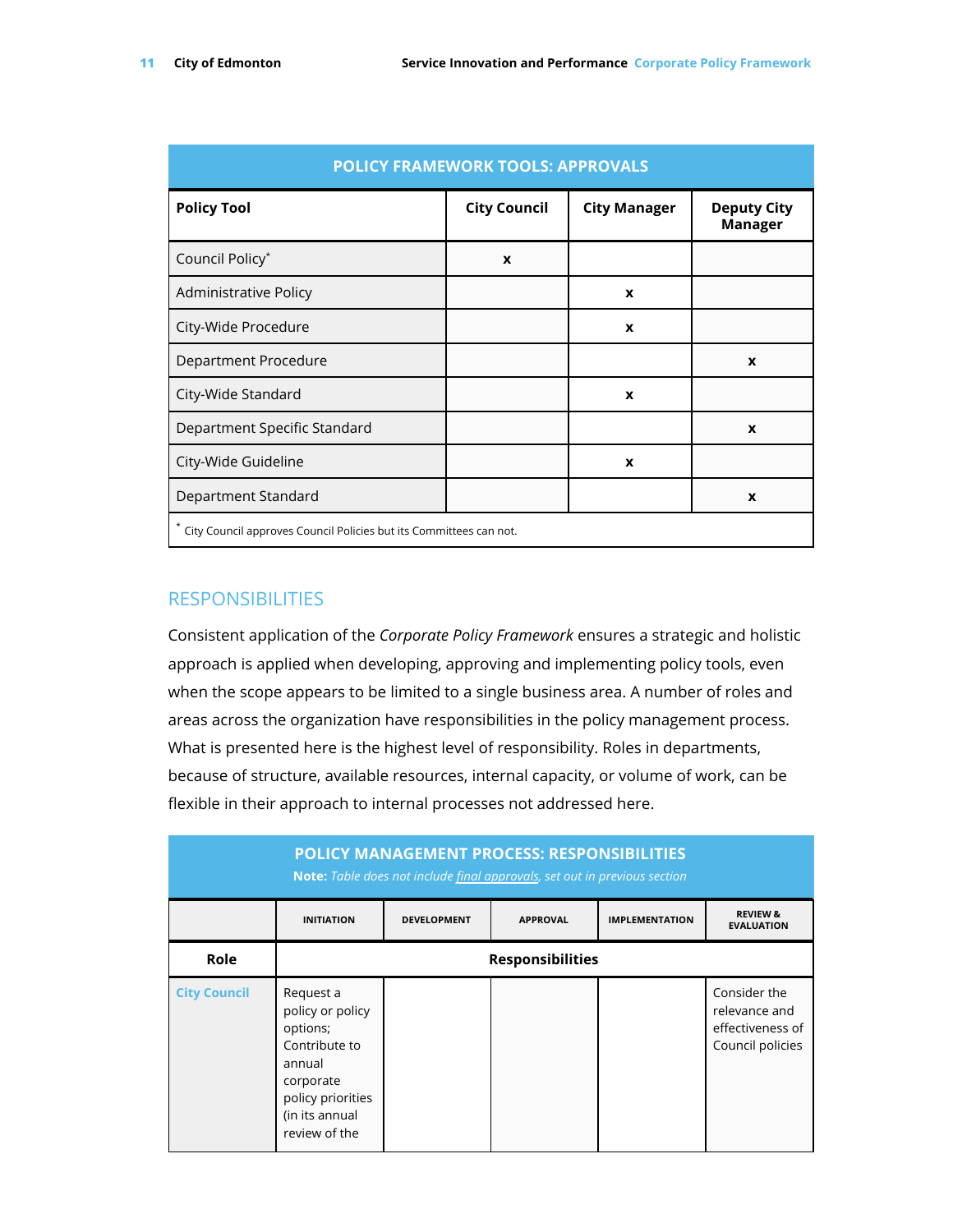| POLICY FRAMEWORK TOOLS: APPROVALS | | | |
|---|---|---|---|
| **Policy Tool** | **City Council** | **City Manager** | **Deputy City Manager** |
| Council Policy* | x | | |
| Administrative Policy | | x | |
| City-Wide Procedure | | x | |
| Department Procedure | | | x |
| City-Wide Standard | | x | |
| Department Specific Standard | | | x |
| City-Wide Guideline | | x | |
| Department Standard | | | x |

\* City Council approves Council Policies but its Committees can not.

## RESPONSIBILITIES

Consistent application of the *Corporate Policy Framework* ensures a strategic and holistic approach is applied when developing, approving and implementing policy tools, even when the scope appears to be limited to a single business area. A number of roles and areas across the organization have responsibilities in the policy management process. What is presented here is the highest level of responsibility. Roles in departments, because of structure, available resources, internal capacity, or volume of work, can be flexible in their approach to internal processes not addressed here.

**POLICY MANAGEMENT PROCESS: RESPONSIBILITIES**

**Note:** *Table does not include final approvals, set out in previous section*

| | INITIATION | DEVELOPMENT | APPROVAL | IMPLEMENTATION | REVIEW & EVALUATION |
|---|---|---|---|---|---|
| **Role** | **Responsibilities** | | | | |
| **City Council** | Request a policy or policy options; Contribute to annual corporate policy priorities (in its annual review of the | | | | Consider the relevance and effectiveness of Council policies |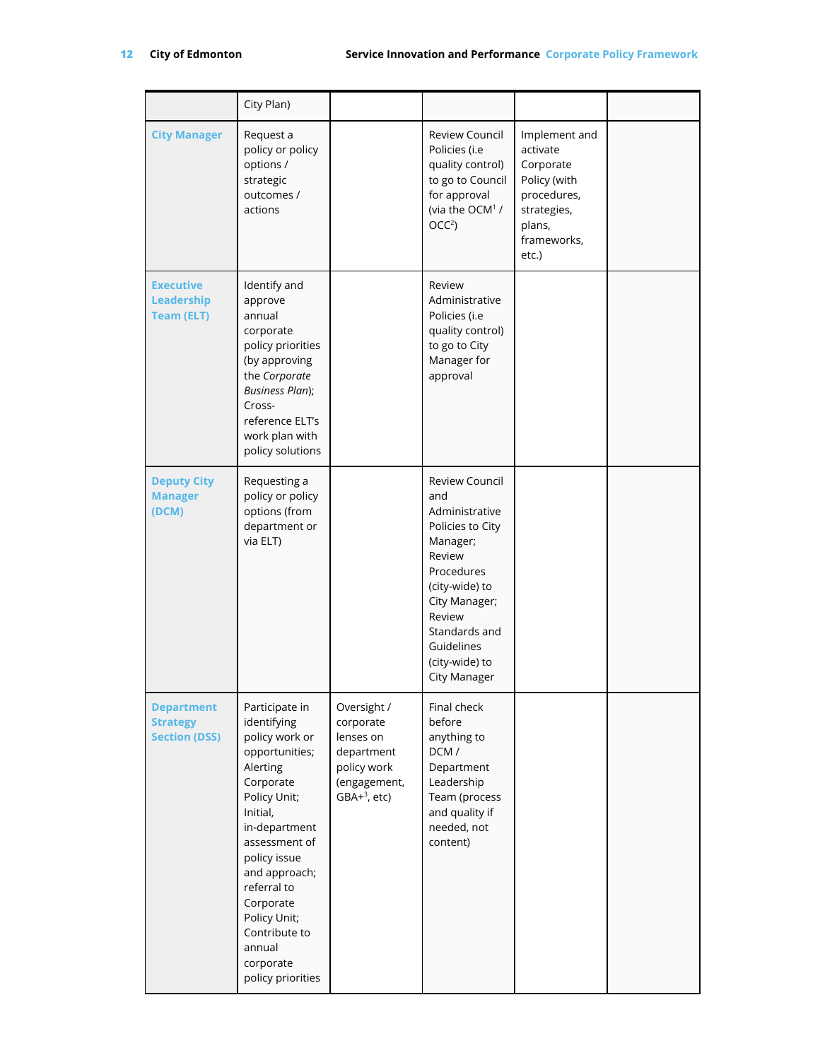| | | | | | |
|---|---|---|---|---|---|
| | City Plan) | | | | |
| **City Manager** | Request a policy or policy options / strategic outcomes / actions | | Review Council Policies (i.e quality control) to go to Council for approval (via the OCM[1] / OCC[2]) | Implement and activate Corporate Policy (with procedures, strategies, plans, frameworks, etc.) | |
| **Executive Leadership Team (ELT)** | Identify and approve annual corporate policy priorities (by approving the *Corporate Business Plan*); Cross-reference ELT's work plan with policy solutions | | Review Administrative Policies (i.e quality control) to go to City Manager for approval | | |
| **Deputy City Manager (DCM)** | Requesting a policy or policy options (from department or via ELT) | | Review Council and Administrative Policies to City Manager; Review Procedures (city-wide) to City Manager; Review Standards and Guidelines (city-wide) to City Manager | | |
| **Department Strategy Section (DSS)** | Participate in identifying policy work or opportunities; Alerting Corporate Policy Unit; Initial, in-department assessment of policy issue and approach; referral to Corporate Policy Unit; Contribute to annual corporate policy priorities | Oversight / corporate lenses on department policy work (engagement, GBA+[3], etc) | Final check before anything to DCM / Department Leadership Team (process and quality if needed, not content) | | |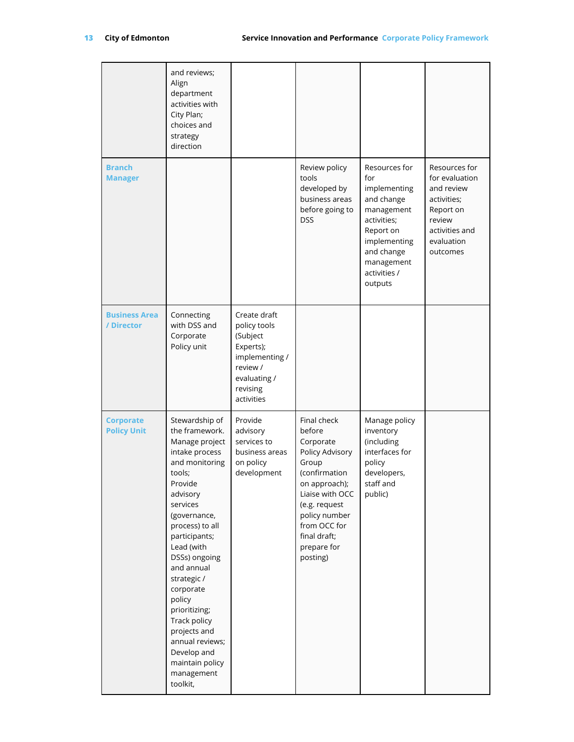| | | | | | |
|---|---|---|---|---|---|
| | and reviews; Align department activities with City Plan; choices and strategy direction | | | | |
| **Branch Manager** | | | Review policy tools developed by business areas before going to DSS | Resources for for implementing and change management activities; Report on implementing and change management activities / outputs | Resources for for evaluation and review activities; Report on review activities and evaluation outcomes |
| **Business Area / Director** | Connecting with DSS and Corporate Policy unit | Create draft policy tools (Subject Experts); implementing / review / evaluating / revising activities | | | |
| **Corporate Policy Unit** | Stewardship of the framework. Manage project intake process and monitoring tools; Provide advisory services (governance, process) to all participants; Lead (with DSSs) ongoing and annual strategic / corporate policy prioritizing; Track policy projects and annual reviews; Develop and maintain policy management toolkit, | Provide advisory services to business areas on policy development | Final check before Corporate Policy Advisory Group (confirmation on approach); Liaise with OCC (e.g. request policy number from OCC for final draft; prepare for posting) | Manage policy inventory (including interfaces for policy developers, staff and public) | |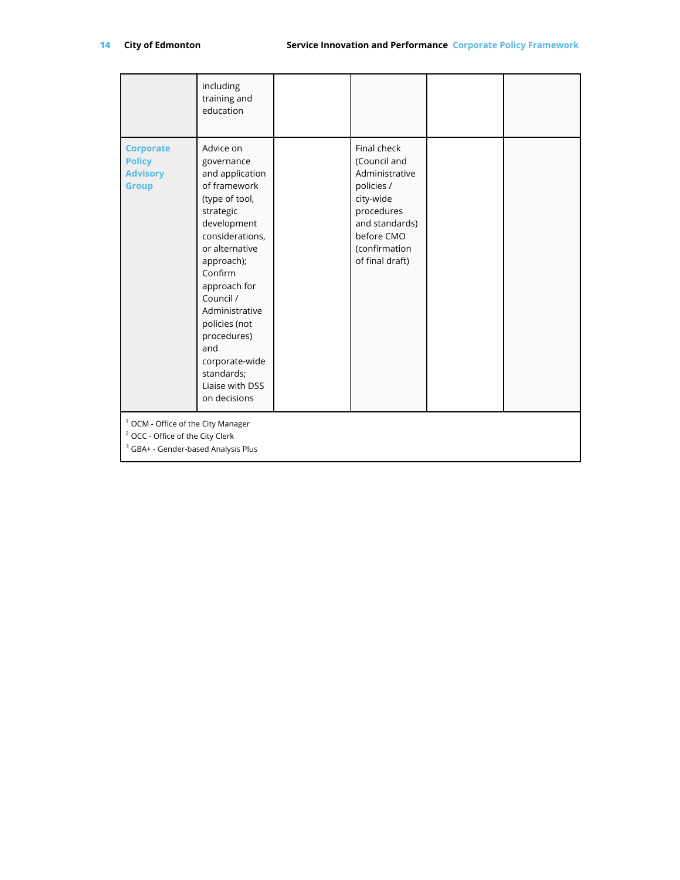| | | | | | |
|---|---|---|---|---|---|
| | including training and education | | | | |
| **Corporate Policy Advisory Group** | Advice on governance and application of framework (type of tool, strategic development considerations, or alternative approach); Confirm approach for Council / Administrative policies (not procedures) and corporate-wide standards; Liaise with DSS on decisions | | Final check (Council and Administrative policies / city-wide procedures and standards) before CMO (confirmation of final draft) | | |

[1] OCM - Office of the City Manager
[2] OCC - Office of the City Clerk
[3] GBA+ - Gender-based Analysis Plus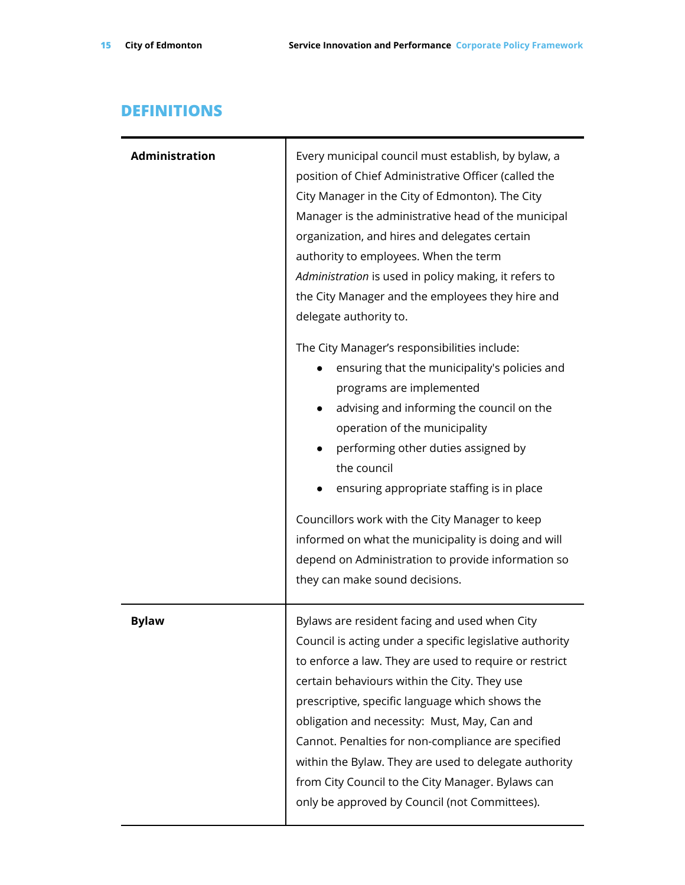## DEFINITIONS

| | |
|---|---|
| **Administration** | Every municipal council must establish, by bylaw, a position of Chief Administrative Officer (called the City Manager in the City of Edmonton). The City Manager is the administrative head of the municipal organization, and hires and delegates certain authority to employees. When the term *Administration* is used in policy making, it refers to the City Manager and the employees they hire and delegate authority to.<br><br>The City Manager's responsibilities include:<br>• ensuring that the municipality's policies and programs are implemented<br>• advising and informing the council on the operation of the municipality<br>• performing other duties assigned by the council<br>• ensuring appropriate staffing is in place<br><br>Councillors work with the City Manager to keep informed on what the municipality is doing and will depend on Administration to provide information so they can make sound decisions. |
| **Bylaw** | Bylaws are resident facing and used when City Council is acting under a specific legislative authority to enforce a law. They are used to require or restrict certain behaviours within the City. They use prescriptive, specific language which shows the obligation and necessity: Must, May, Can and Cannot. Penalties for non-compliance are specified within the Bylaw. They are used to delegate authority from City Council to the City Manager. Bylaws can only be approved by Council (not Committees). |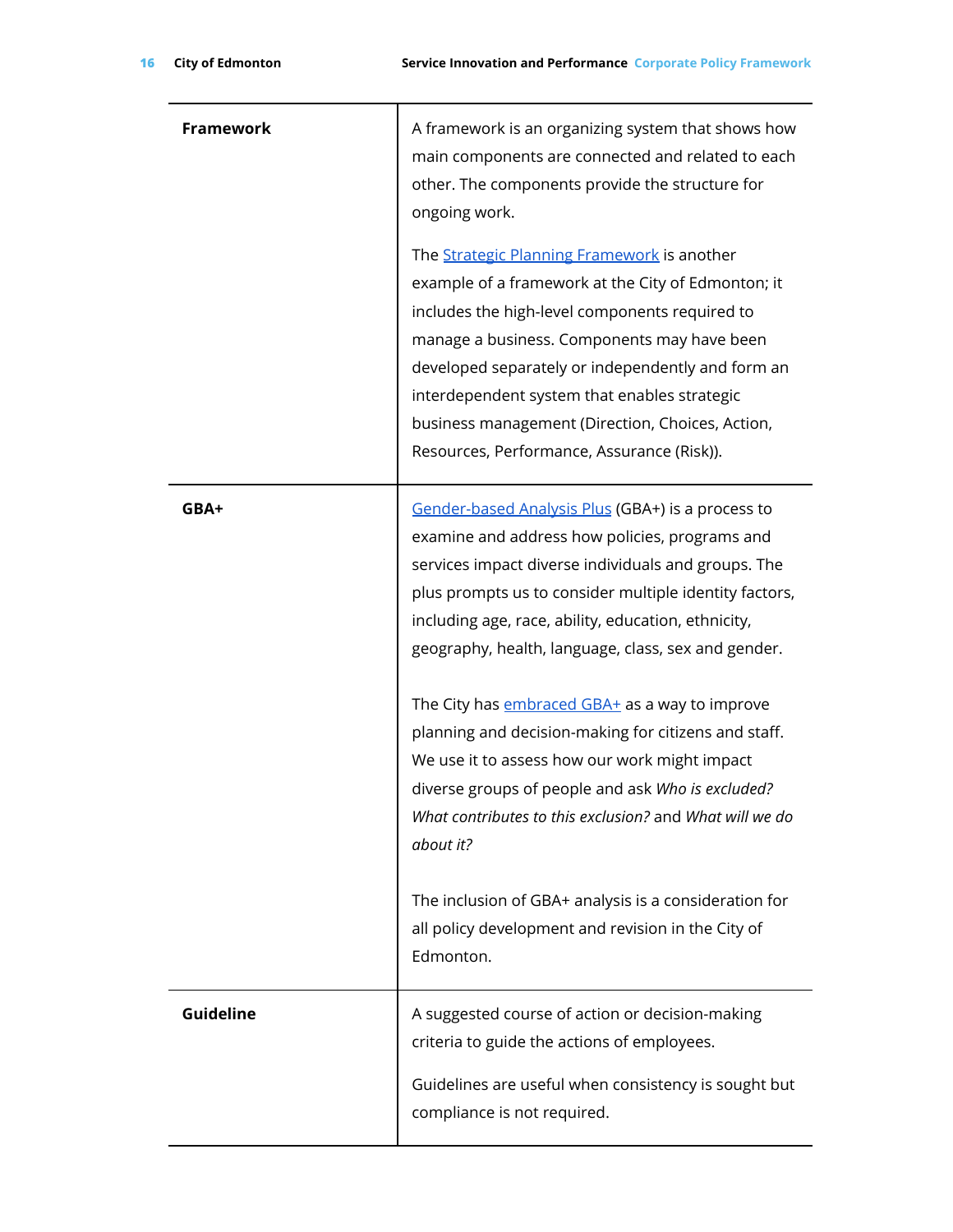| | |
|---|---|
| **Framework** | A framework is an organizing system that shows how main components are connected and related to each other. The components provide the structure for ongoing work.<br><br>The Strategic Planning Framework is another example of a framework at the City of Edmonton; it includes the high-level components required to manage a business. Components may have been developed separately or independently and form an interdependent system that enables strategic business management (Direction, Choices, Action, Resources, Performance, Assurance (Risk)). |
| **GBA+** | Gender-based Analysis Plus (GBA+) is a process to examine and address how policies, programs and services impact diverse individuals and groups. The plus prompts us to consider multiple identity factors, including age, race, ability, education, ethnicity, geography, health, language, class, sex and gender.<br><br>The City has embraced GBA+ as a way to improve planning and decision-making for citizens and staff. We use it to assess how our work might impact diverse groups of people and ask *Who is excluded? What contributes to this exclusion?* and *What will we do about it?*<br><br>The inclusion of GBA+ analysis is a consideration for all policy development and revision in the City of Edmonton. |
| **Guideline** | A suggested course of action or decision-making criteria to guide the actions of employees.<br><br>Guidelines are useful when consistency is sought but compliance is not required. |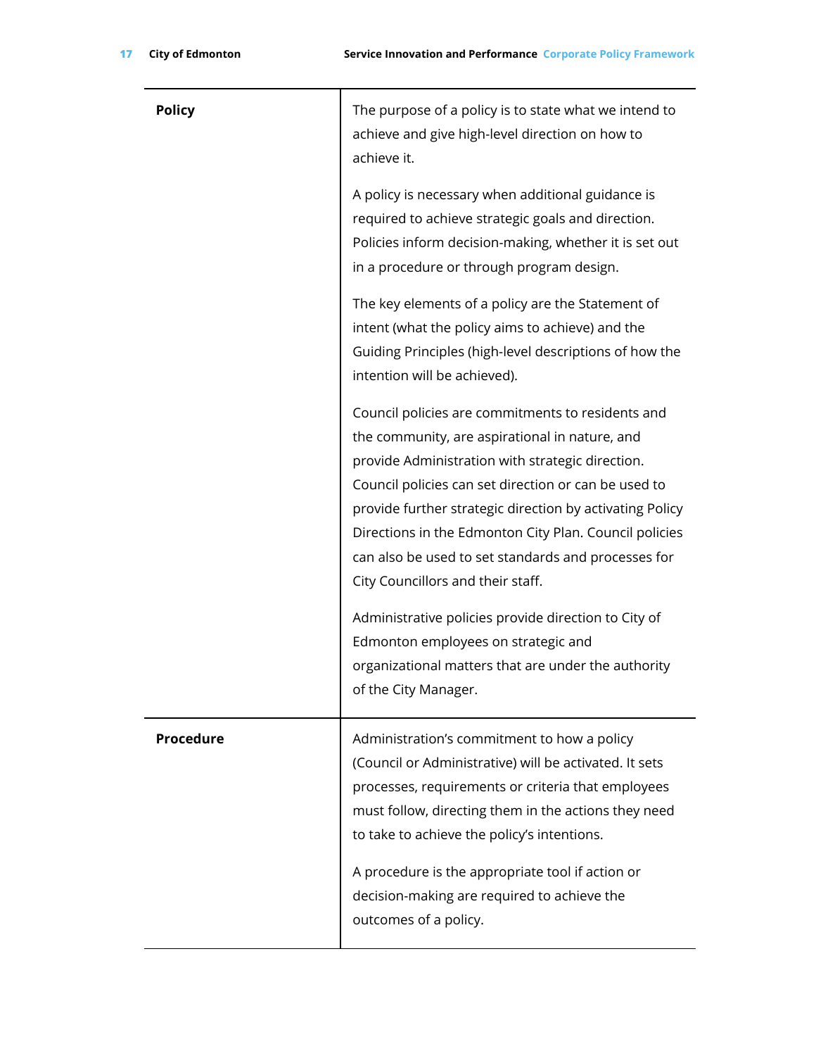| | |
|---|---|
| **Policy** | The purpose of a policy is to state what we intend to achieve and give high-level direction on how to achieve it.<br><br>A policy is necessary when additional guidance is required to achieve strategic goals and direction. Policies inform decision-making, whether it is set out in a procedure or through program design.<br><br>The key elements of a policy are the Statement of intent (what the policy aims to achieve) and the Guiding Principles (high-level descriptions of how the intention will be achieved).<br><br>Council policies are commitments to residents and the community, are aspirational in nature, and provide Administration with strategic direction. Council policies can set direction or can be used to provide further strategic direction by activating Policy Directions in the Edmonton City Plan. Council policies can also be used to set standards and processes for City Councillors and their staff.<br><br>Administrative policies provide direction to City of Edmonton employees on strategic and organizational matters that are under the authority of the City Manager. |
| **Procedure** | Administration's commitment to how a policy (Council or Administrative) will be activated. It sets processes, requirements or criteria that employees must follow, directing them in the actions they need to take to achieve the policy's intentions.<br><br>A procedure is the appropriate tool if action or decision-making are required to achieve the outcomes of a policy. |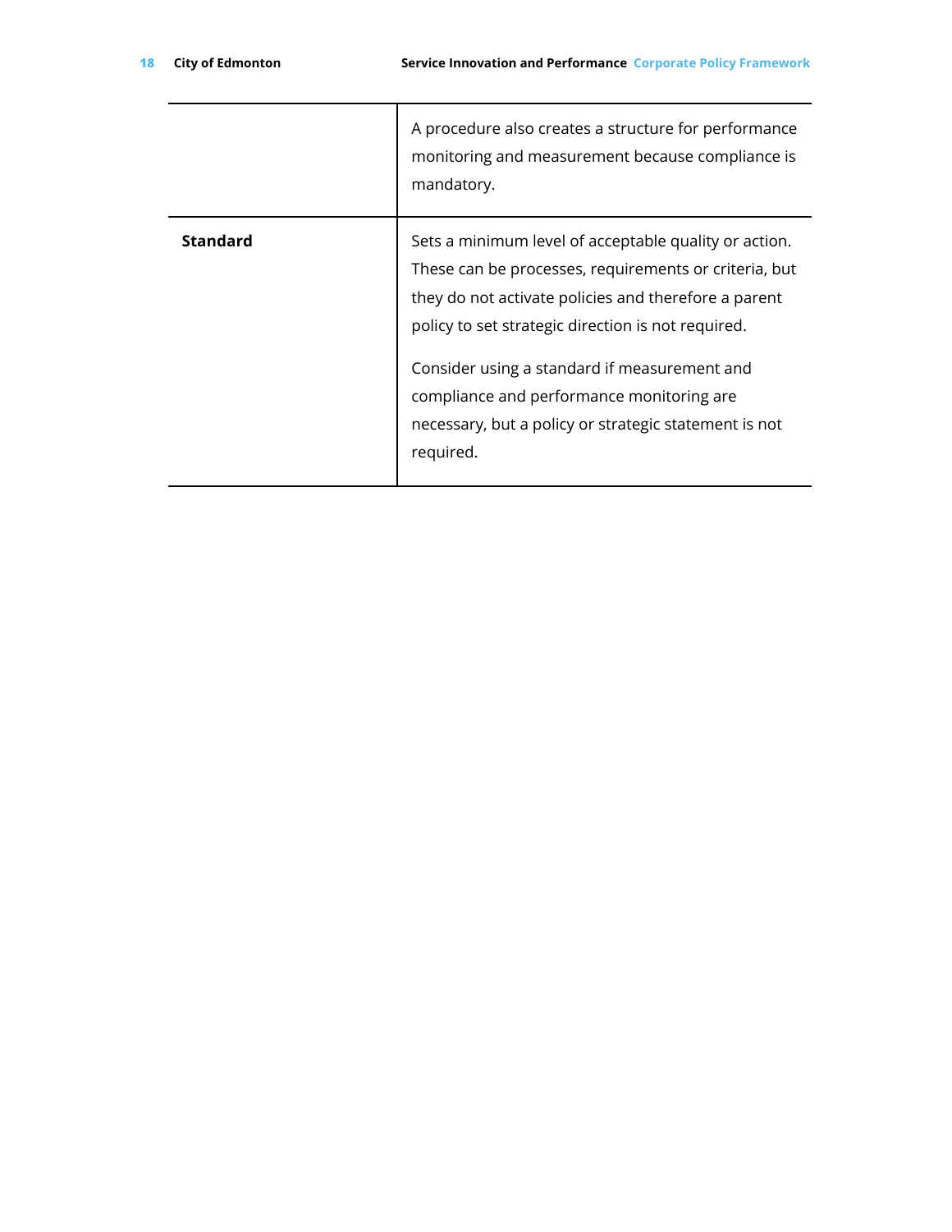| | |
|---|---|
| | A procedure also creates a structure for performance monitoring and measurement because compliance is mandatory. |
| **Standard** | Sets a minimum level of acceptable quality or action. These can be processes, requirements or criteria, but they do not activate policies and therefore a parent policy to set strategic direction is not required.<br><br>Consider using a standard if measurement and compliance and performance monitoring are necessary, but a policy or strategic statement is not required. |